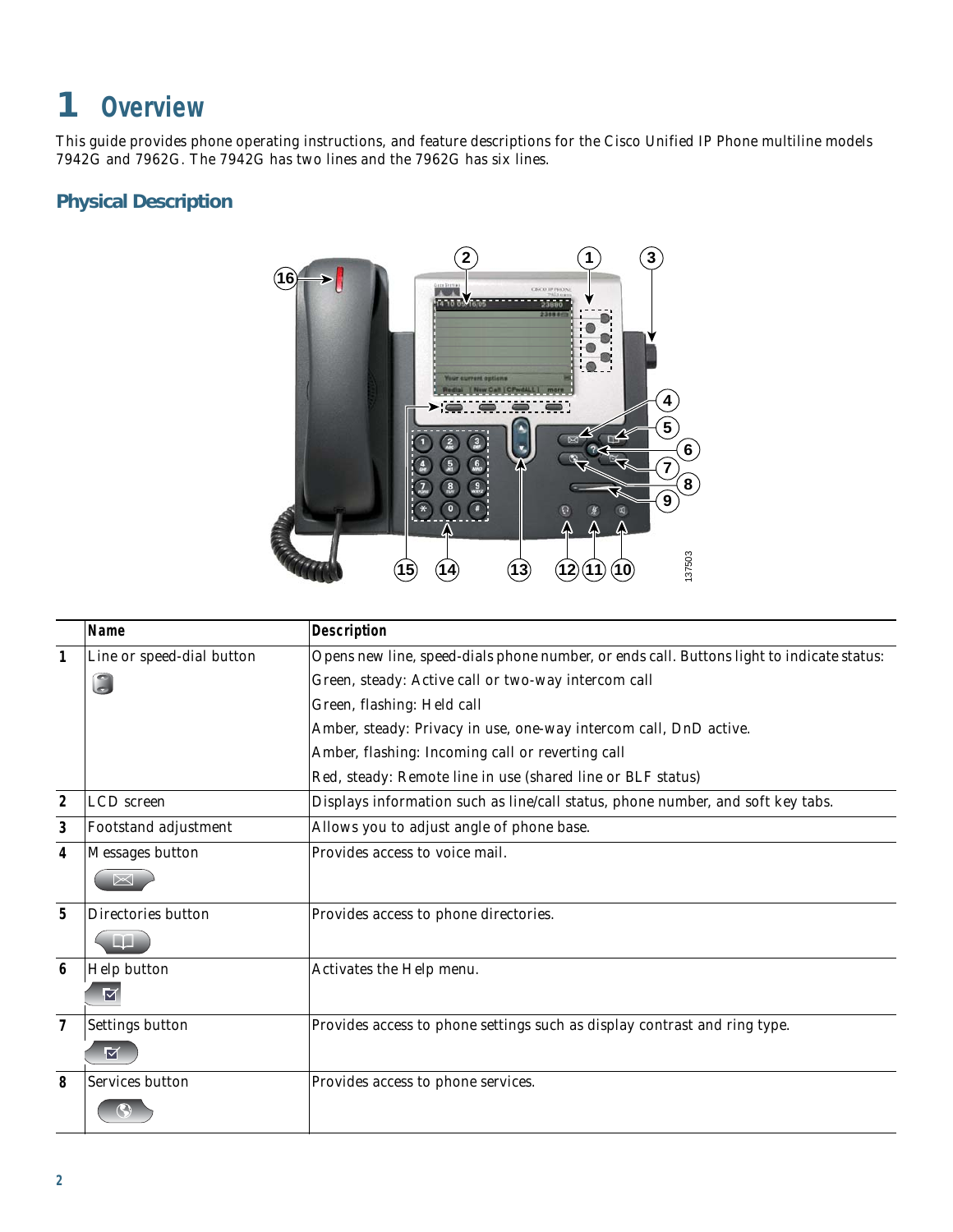# 1 Overview

This guide provides phone operating instructions, and feature descriptions for the Cisco Unified IP Phone multiline models 7942G and 7962G. The 7942G has two lines and the 7962G has six lines.

## Physical Description

| | Name | Description |
|---|---|---|
| 1 | Line or speed-dial button | Opens new line, speed-dials phone number, or ends call. Buttons light to indicate status:<br>Green, steady: Active call or two-way intercom call<br>Green, flashing: Held call<br>Amber, steady: Privacy in use, one-way intercom call, DnD active.<br>Amber, flashing: Incoming call or reverting call<br>Red, steady: Remote line in use (shared line or BLF status) |
| 2 | LCD screen | Displays information such as line/call status, phone number, and soft key tabs. |
| 3 | Footstand adjustment | Allows you to adjust angle of phone base. |
| 4 | Messages button | Provides access to voice mail. |
| 5 | Directories button | Provides access to phone directories. |
| 6 | Help button | Activates the Help menu. |
| 7 | Settings button | Provides access to phone settings such as display contrast and ring type. |
| 8 | Services button | Provides access to phone services. |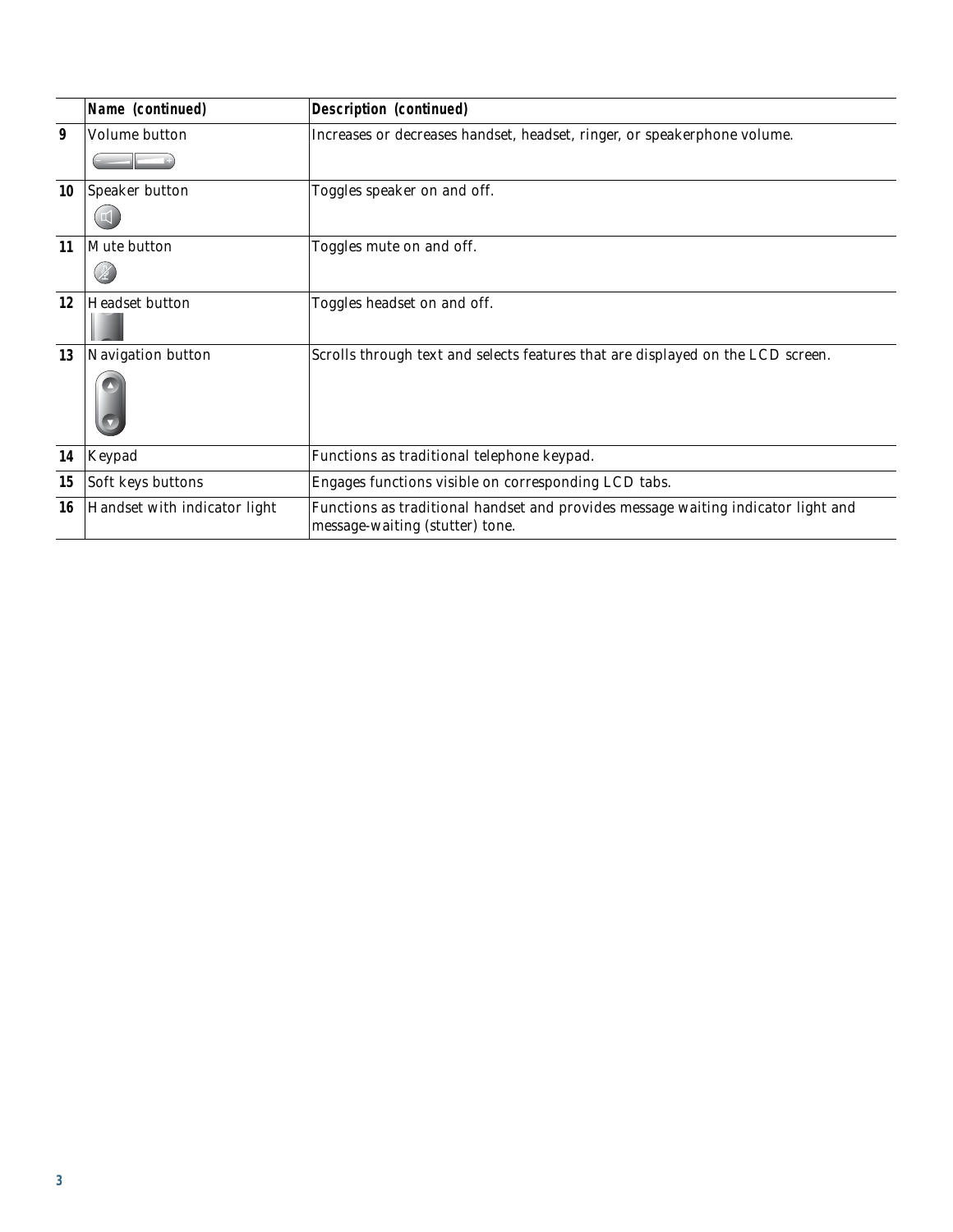| | Name (continued) | Description (continued) |
|---|---|---|
| 9 | Volume button | Increases or decreases handset, headset, ringer, or speakerphone volume. |
| 10 | Speaker button | Toggles speaker on and off. |
| 11 | Mute button | Toggles mute on and off. |
| 12 | Headset button | Toggles headset on and off. |
| 13 | Navigation button | Scrolls through text and selects features that are displayed on the LCD screen. |
| 14 | Keypad | Functions as traditional telephone keypad. |
| 15 | Soft keys buttons | Engages functions visible on corresponding LCD tabs. |
| 16 | Handset with indicator light | Functions as traditional handset and provides message waiting indicator light and message-waiting (stutter) tone. |